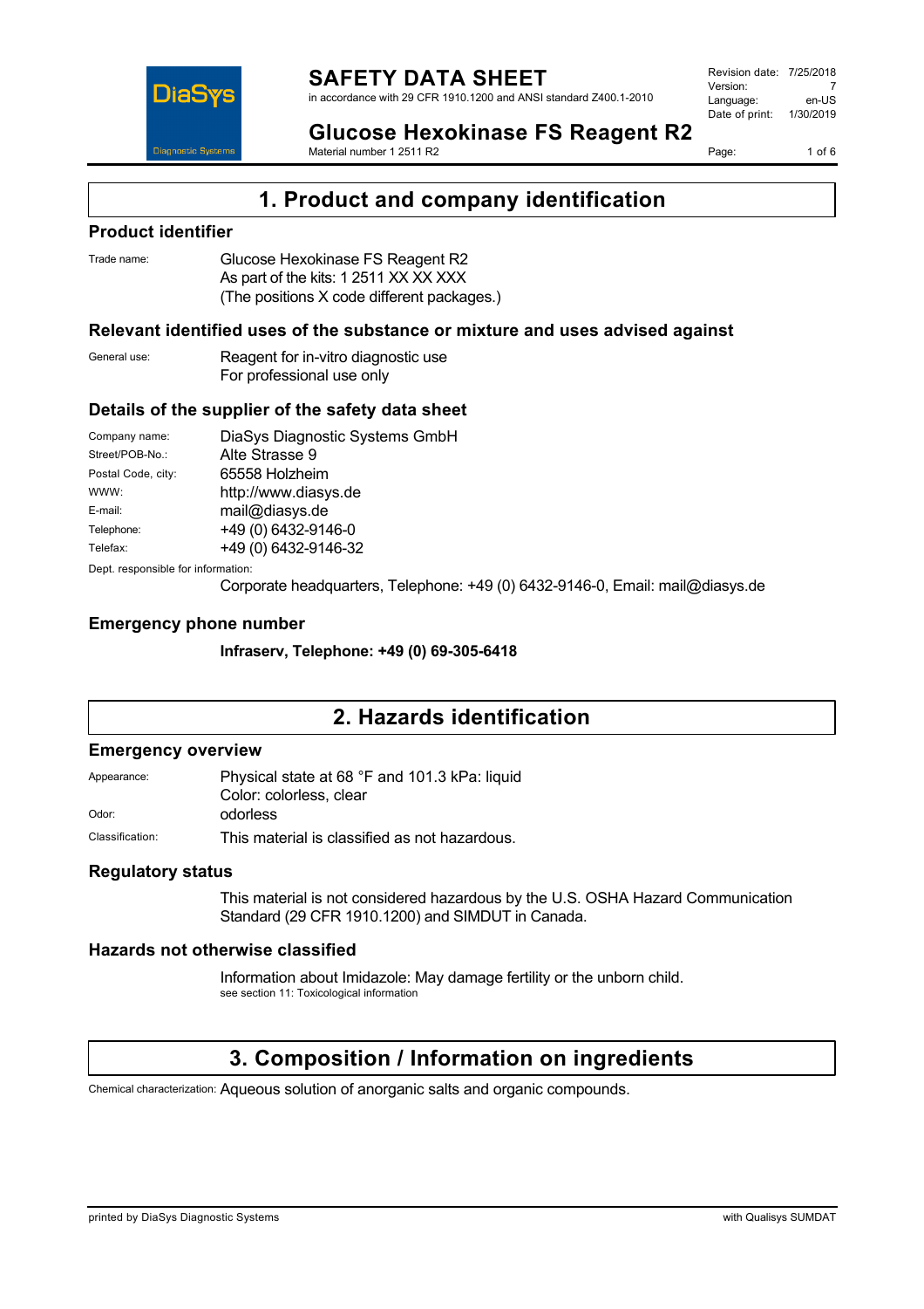# SAFETY DATA SHEET

in accordance with 29 CFR 1910.1200 and ANSI standard Z400.1-2010

| | |
|---|---|
| Revision date: | 7/25/2018 |
| Version: | 7 |
| Language: | en-US |
| Date of print: | 1/30/2019 |

## Glucose Hexokinase FS Reagent R2

Material number 1 2511 R2

# 1. Product and company identification

## Product identifier

Trade name: Glucose Hexokinase FS Reagent R2
As part of the kits: 1 2511 XX XX XXX
(The positions X code different packages.)

## Relevant identified uses of the substance or mixture and uses advised against

General use: Reagent for in-vitro diagnostic use
For professional use only

## Details of the supplier of the safety data sheet

| | |
|---|---|
| Company name: | DiaSys Diagnostic Systems GmbH |
| Street/POB-No.: | Alte Strasse 9 |
| Postal Code, city: | 65558 Holzheim |
| WWW: | http://www.diasys.de |
| E-mail: | mail@diasys.de |
| Telephone: | +49 (0) 6432-9146-0 |
| Telefax: | +49 (0) 6432-9146-32 |

Dept. responsible for information:
Corporate headquarters, Telephone: +49 (0) 6432-9146-0, Email: mail@diasys.de

## Emergency phone number

**Infraserv, Telephone: +49 (0) 69-305-6418**

# 2. Hazards identification

## Emergency overview

Appearance: Physical state at 68 °F and 101.3 kPa: liquid
Color: colorless, clear

Odor: odorless

Classification: This material is classified as not hazardous.

## Regulatory status

This material is not considered hazardous by the U.S. OSHA Hazard Communication Standard (29 CFR 1910.1200) and SIMDUT in Canada.

## Hazards not otherwise classified

Information about Imidazole: May damage fertility or the unborn child.
see section 11: Toxicological information

# 3. Composition / Information on ingredients

Chemical characterization: Aqueous solution of anorganic salts and organic compounds.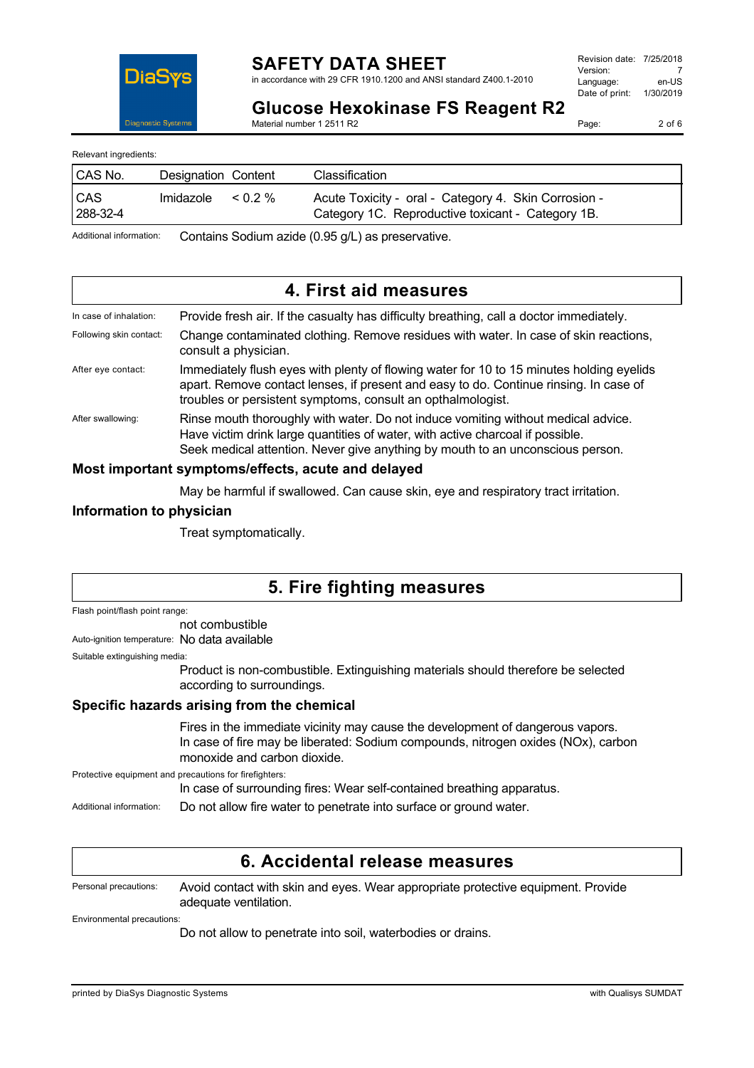Relevant ingredients:

| CAS No. | Designation | Content | Classification |
|---|---|---|---|
| CAS 288-32-4 | Imidazole | < 0.2 % | Acute Toxicity - oral - Category 4. Skin Corrosion - Category 1C. Reproductive toxicant - Category 1B. |

Additional information: Contains Sodium azide (0.95 g/L) as preservative.

# 4. First aid measures

In case of inhalation: Provide fresh air. If the casualty has difficulty breathing, call a doctor immediately.

Following skin contact: Change contaminated clothing. Remove residues with water. In case of skin reactions, consult a physician.

After eye contact: Immediately flush eyes with plenty of flowing water for 10 to 15 minutes holding eyelids apart. Remove contact lenses, if present and easy to do. Continue rinsing. In case of troubles or persistent symptoms, consult an opthalmologist.

After swallowing: Rinse mouth thoroughly with water. Do not induce vomiting without medical advice. Have victim drink large quantities of water, with active charcoal if possible. Seek medical attention. Never give anything by mouth to an unconscious person.

## Most important symptoms/effects, acute and delayed

May be harmful if swallowed. Can cause skin, eye and respiratory tract irritation.

## Information to physician

Treat symptomatically.

# 5. Fire fighting measures

Flash point/flash point range:
not combustible

Auto-ignition temperature: No data available

Suitable extinguishing media:
Product is non-combustible. Extinguishing materials should therefore be selected according to surroundings.

## Specific hazards arising from the chemical

Fires in the immediate vicinity may cause the development of dangerous vapors. In case of fire may be liberated: Sodium compounds, nitrogen oxides (NOx), carbon monoxide and carbon dioxide.

Protective equipment and precautions for firefighters:
In case of surrounding fires: Wear self-contained breathing apparatus.

Additional information: Do not allow fire water to penetrate into surface or ground water.

# 6. Accidental release measures

Personal precautions: Avoid contact with skin and eyes. Wear appropriate protective equipment. Provide adequate ventilation.

Environmental precautions:
Do not allow to penetrate into soil, waterbodies or drains.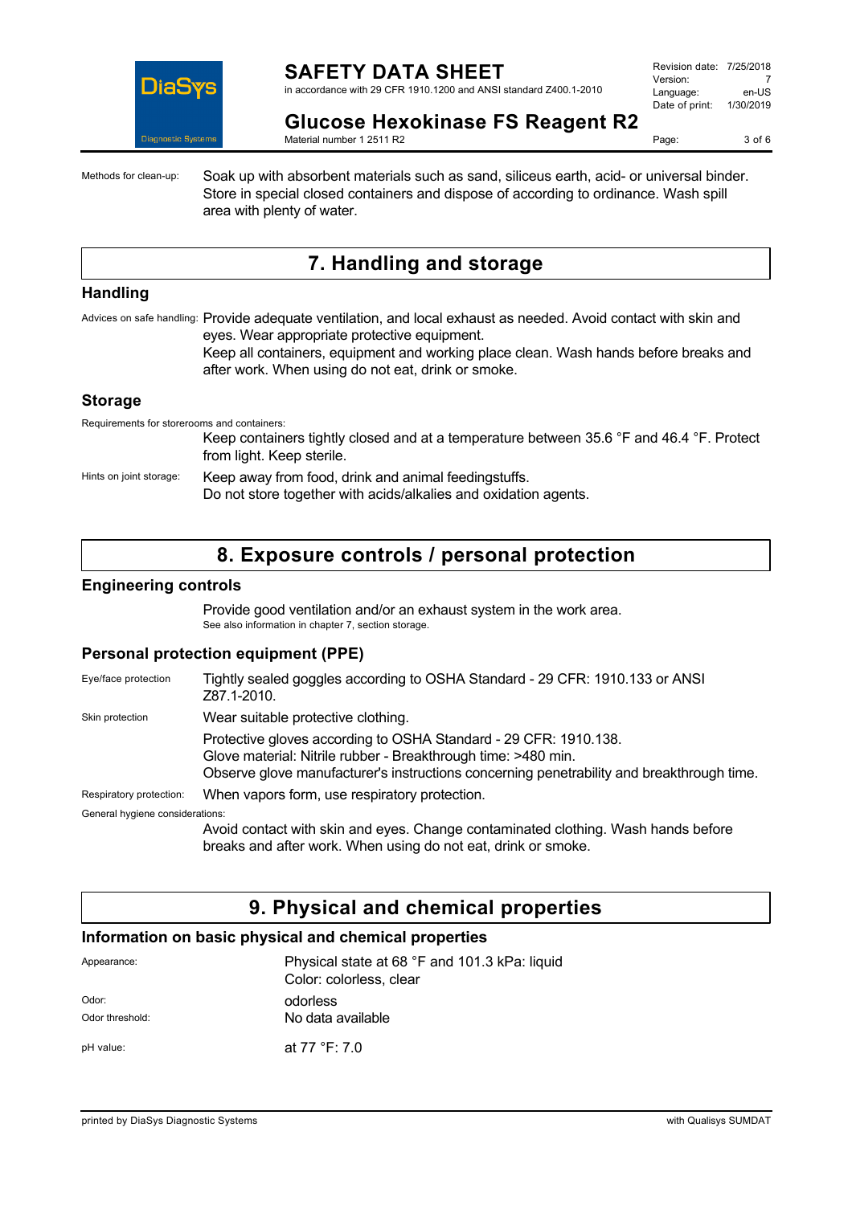Methods for clean-up: Soak up with absorbent materials such as sand, siliceus earth, acid- or universal binder. Store in special closed containers and dispose of according to ordinance. Wash spill area with plenty of water.

# 7. Handling and storage

## Handling

Advices on safe handling: Provide adequate ventilation, and local exhaust as needed. Avoid contact with skin and eyes. Wear appropriate protective equipment.
Keep all containers, equipment and working place clean. Wash hands before breaks and after work. When using do not eat, drink or smoke.

## Storage

Requirements for storerooms and containers:
Keep containers tightly closed and at a temperature between 35.6 °F and 46.4 °F. Protect from light. Keep sterile.

Hints on joint storage: Keep away from food, drink and animal feedingstuffs.
Do not store together with acids/alkalies and oxidation agents.

# 8. Exposure controls / personal protection

## Engineering controls

Provide good ventilation and/or an exhaust system in the work area.
See also information in chapter 7, section storage.

## Personal protection equipment (PPE)

Eye/face protection: Tightly sealed goggles according to OSHA Standard - 29 CFR: 1910.133 or ANSI Z87.1-2010.

Skin protection: Wear suitable protective clothing.
Protective gloves according to OSHA Standard - 29 CFR: 1910.138.
Glove material: Nitrile rubber - Breakthrough time: >480 min.
Observe glove manufacturer's instructions concerning penetrability and breakthrough time.

Respiratory protection: When vapors form, use respiratory protection.

General hygiene considerations:
Avoid contact with skin and eyes. Change contaminated clothing. Wash hands before breaks and after work. When using do not eat, drink or smoke.

# 9. Physical and chemical properties

## Information on basic physical and chemical properties

Appearance: Physical state at 68 °F and 101.3 kPa: liquid
Color: colorless, clear

Odor: odorless

Odor threshold: No data available

pH value: at 77 °F: 7.0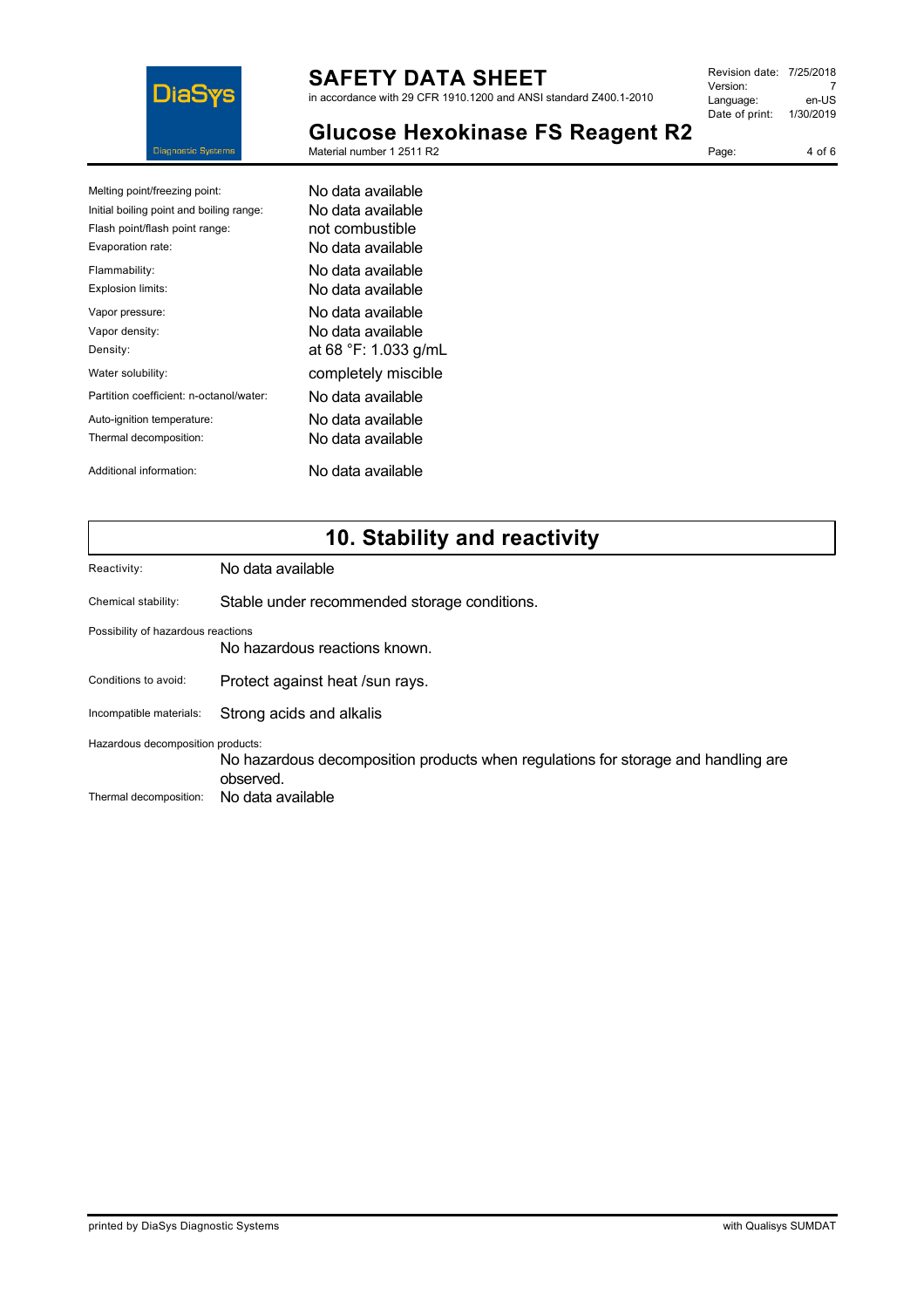| | |
|---|---|
| Melting point/freezing point: | No data available |
| Initial boiling point and boiling range: | No data available |
| Flash point/flash point range: | not combustible |
| Evaporation rate: | No data available |
| Flammability: | No data available |
| Explosion limits: | No data available |
| Vapor pressure: | No data available |
| Vapor density: | No data available |
| Density: | at 68 °F: 1.033 g/mL |
| Water solubility: | completely miscible |
| Partition coefficient: n-octanol/water: | No data available |
| Auto-ignition temperature: | No data available |
| Thermal decomposition: | No data available |
| Additional information: | No data available |

## 10. Stability and reactivity

Reactivity: No data available

Chemical stability: Stable under recommended storage conditions.

Possibility of hazardous reactions
No hazardous reactions known.

Conditions to avoid: Protect against heat /sun rays.

Incompatible materials: Strong acids and alkalis

Hazardous decomposition products:
No hazardous decomposition products when regulations for storage and handling are observed.

Thermal decomposition: No data available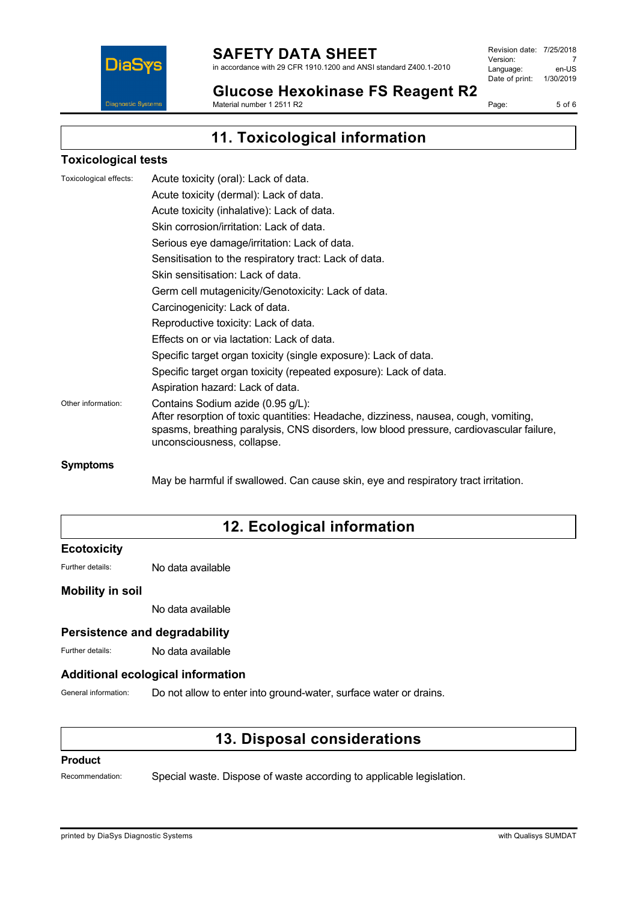## 11. Toxicological information

### Toxicological tests

Toxicological effects:

Acute toxicity (oral): Lack of data.

Acute toxicity (dermal): Lack of data.

Acute toxicity (inhalative): Lack of data.

Skin corrosion/irritation: Lack of data.

Serious eye damage/irritation: Lack of data.

Sensitisation to the respiratory tract: Lack of data.

Skin sensitisation: Lack of data.

Germ cell mutagenicity/Genotoxicity: Lack of data.

Carcinogenicity: Lack of data.

Reproductive toxicity: Lack of data.

Effects on or via lactation: Lack of data.

Specific target organ toxicity (single exposure): Lack of data.

Specific target organ toxicity (repeated exposure): Lack of data.

Aspiration hazard: Lack of data.

Other information:

Contains Sodium azide (0.95 g/L):
After resorption of toxic quantities: Headache, dizziness, nausea, cough, vomiting, spasms, breathing paralysis, CNS disorders, low blood pressure, cardiovascular failure, unconsciousness, collapse.

### Symptoms

May be harmful if swallowed. Can cause skin, eye and respiratory tract irritation.

## 12. Ecological information

### Ecotoxicity

Further details: No data available

### Mobility in soil

No data available

### Persistence and degradability

Further details: No data available

### Additional ecological information

General information: Do not allow to enter into ground-water, surface water or drains.

## 13. Disposal considerations

### Product

Recommendation: Special waste. Dispose of waste according to applicable legislation.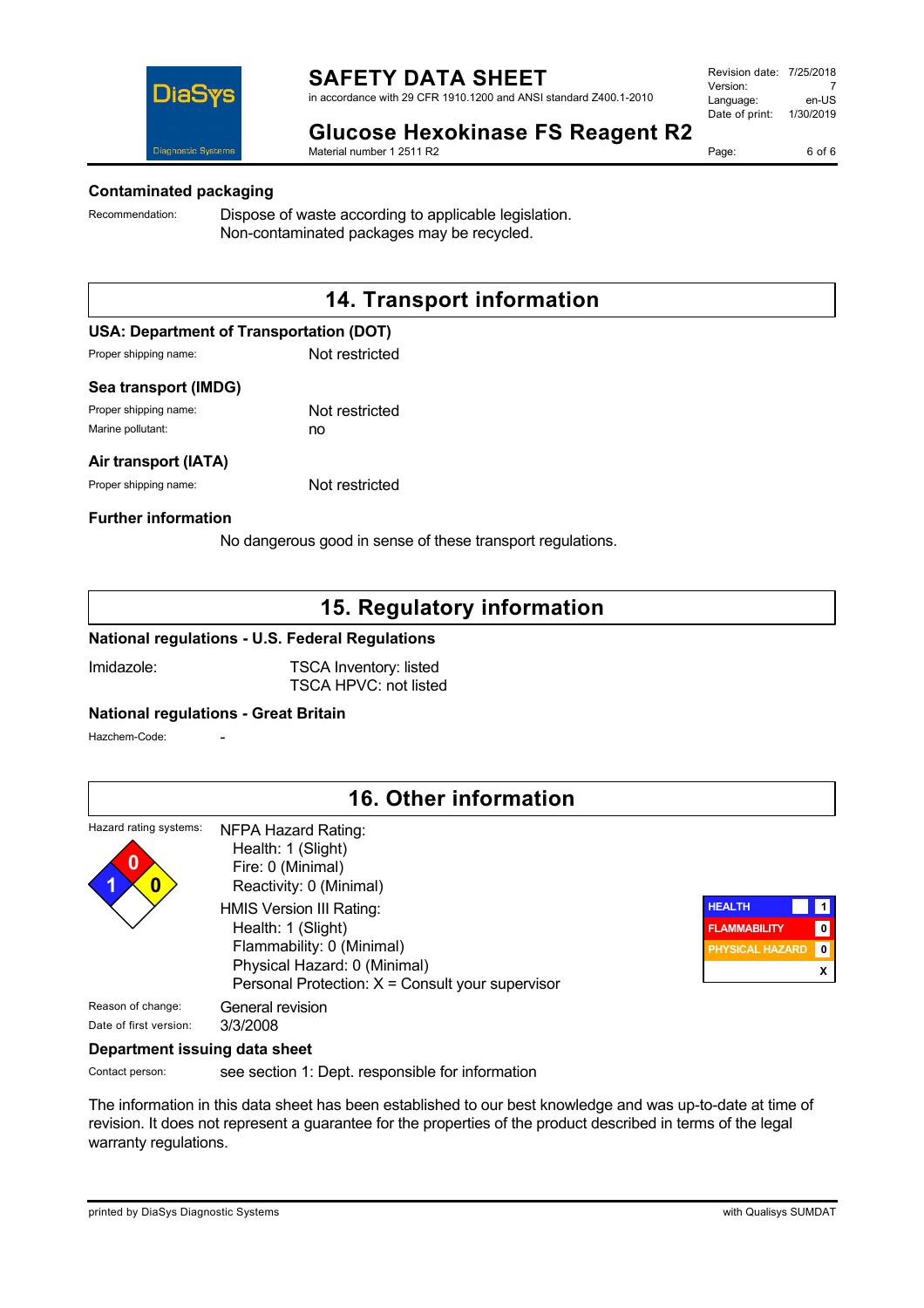### Contaminated packaging

Recommendation: Dispose of waste according to applicable legislation.
Non-contaminated packages may be recycled.

## 14. Transport information

### USA: Department of Transportation (DOT)

Proper shipping name: Not restricted

### Sea transport (IMDG)

Proper shipping name: Not restricted

Marine pollutant: no

### Air transport (IATA)

Proper shipping name: Not restricted

### Further information

No dangerous good in sense of these transport regulations.

## 15. Regulatory information

### National regulations - U.S. Federal Regulations

Imidazole: TSCA Inventory: listed
TSCA HPVC: not listed

### National regulations - Great Britain

Hazchem-Code: -

## 16. Other information

Hazard rating systems:

NFPA Hazard Rating:
- Health: 1 (Slight)
- Fire: 0 (Minimal)
- Reactivity: 0 (Minimal)

HMIS Version III Rating:
- Health: 1 (Slight)
- Flammability: 0 (Minimal)
- Physical Hazard: 0 (Minimal)
- Personal Protection: X = Consult your supervisor

| | |
|---|---|
| HEALTH | 1 |
| FLAMMABILITY | 0 |
| PHYSICAL HAZARD | 0 |
| | X |

Reason of change: General revision

Date of first version: 3/3/2008

### Department issuing data sheet

Contact person: see section 1: Dept. responsible for information

The information in this data sheet has been established to our best knowledge and was up-to-date at time of revision. It does not represent a guarantee for the properties of the product described in terms of the legal warranty regulations.